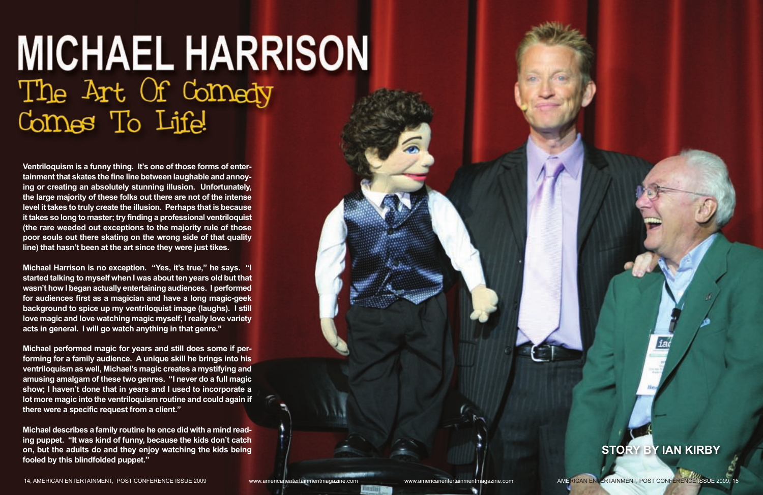# MICHAEL HARRISON

## The Art Of Comedy Comes To Life!

**STORY BY IAN KIRBY**

**Ventriloquism is a funny thing. It's one of those forms of entertainment that skates the fine line between laughable and annoying or creating an absolutely stunning illusion. Unfortunately, the large majority of these folks out there are not of the intense level it takes to truly create the illusion. Perhaps that is because it takes so long to master; try finding a professional ventriloquist (the rare weeded out exceptions to the majority rule of those poor souls out there skating on the wrong side of that quality line) that hasn't been at the art since they were just tikes.**

**Michael Harrison is no exception. "Yes, it's true," he says. "I started talking to myself when I was about ten years old but that wasn't how I began actually entertaining audiences. I performed for audiences first as a magician and have a long magic-geek background to spice up my ventriloquist image (laughs). I still love magic and love watching magic myself; I really love variety acts in general. I will go watch anything in that genre."**

**Michael performed magic for years and still does some if performing for a family audience. A unique skill he brings into his ventriloquism as well, Michael's magic creates a mystifying and amusing amalgam of these two genres. "I never do a full magic show; I haven't done that in years and I used to incorporate a lot more magic into the ventriloquism routine and could again if there were a specific request from a client."**

**Michael describes a family routine he once did with a mind reading puppet. "It was kind of funny, because the kids don't catch on, but the adults do and they enjoy watching the kids being fooled by this blindfolded puppet."**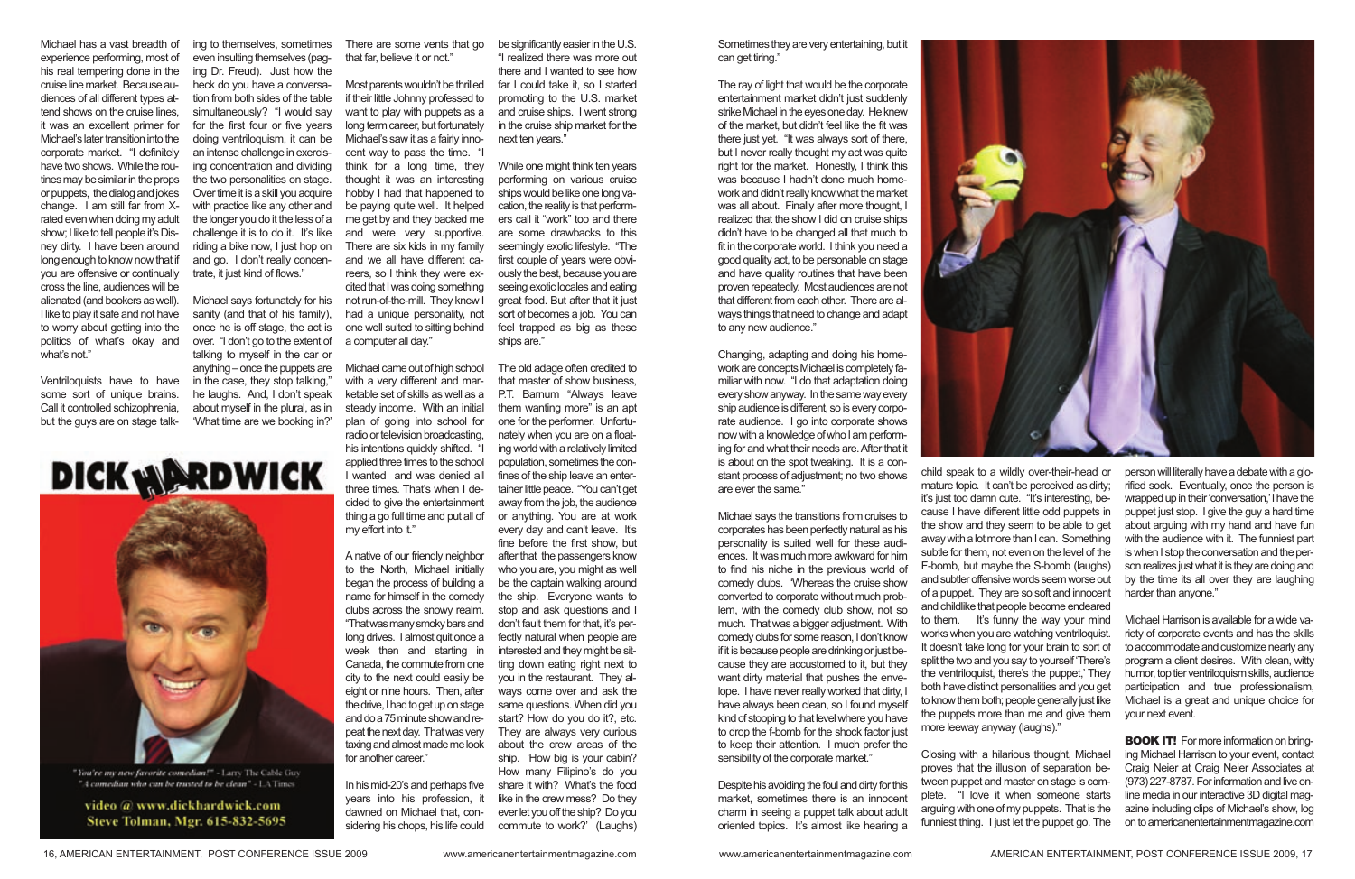Michael has a vast breadth of experience performing, most of his real tempering done in the cruise line market. Because audiences of all different types attend shows on the cruise lines, it was an excellent primer for Michael's later transition into the corporate market. "I definitely have two shows. While the routines may be similar in the props or puppets, the dialog and jokes change. I am still far from X-rated even when doing my adult show; I like to tell people it's Disney dirty. I have been around long enough to know now that if you are offensive or continually cross the line, audiences will be alienated (and bookers as well). I like to play it safe and not have to worry about getting into the politics of what's okay and what's not."

Ventriloquists have to have some sort of unique brains. Call it controlled schizophrenia, but the guys are on stage talking to themselves, sometimes even insulting themselves (paging Dr. Freud). Just how the heck do you have a conversation from both sides of the table simultaneously? "I would say for the first four or five years doing ventriloquism, it can be an intense challenge in exercising concentration and dividing the two personalities on stage. Over time it is a skill you acquire with practice like any other and the longer you do it the less of a challenge it is to do it. It's like riding a bike now, I just hop on and go. I don't really concentrate, it just kind of flows."

Michael says fortunately for his sanity (and that of his family), once he is off stage, the act is over. "I don't go to the extent of talking to myself in the car or anything – once the puppets are in the case, they stop talking," he laughs. And, I don't speak about myself in the plural, as in 'What time are we booking in?' There are some vents that go that far, believe it or not."

Most parents wouldn't be thrilled if their little Johnny professed to want to play with puppets as a long term career, but fortunately Michael's saw it as a fairly innocent way to pass the time. "I think for a long time, they thought it was an interesting hobby I had that happened to be paying quite well. It helped me get by and they backed me and were very supportive. There are six kids in my family and we all have different careers, so I think they were excited that I was doing something not run-of-the-mill. They knew I had a unique personality, not one well suited to sitting behind a computer all day."

Michael came out of high school with a very different and marketable set of skills as well as a steady income. With an initial plan of going into school for radio or television broadcasting, his intentions quickly shifted. "I applied three times to the school I wanted and was denied all three times. That's when I decided to give the entertainment thing a go full time and put all of my effort into it."

A native of our friendly neighbor to the North, Michael initially began the process of building a name for himself in the comedy clubs across the snowy realm. "That was many smoky bars and long drives. I almost quit once a week then and starting in Canada, the commute from one city to the next could easily be eight or nine hours. Then, after the drive, I had to get up on stage and do a 75 minute show and repeat the next day. That was very taxing and almost made me look for another career."

In his mid-20's and perhaps five years into his profession, it dawned on Michael that, considering his chops, his life could be significantly easier in the U.S. "I realized there was more out there and I wanted to see how far I could take it, so I started promoting to the U.S. market and cruise ships. I went strong in the cruise ship market for the next ten years."

While one might think ten years performing on various cruise ships would be like one long vacation, the reality is that performers call it "work" too and there are some drawbacks to this seemingly exotic lifestyle. "The first couple of years were obviously the best, because you are seeing exotic locales and eating great food. But after that it just sort of becomes a job. You can feel trapped as big as these ships are."

The old adage often credited to that master of show business, P.T. Barnum "Always leave them wanting more" is an apt one for the performer. Unfortunately when you are on a floating world with a relatively limited population, sometimes the confines of the ship leave an entertainer little peace. "You can't get away from the job, the audience or anything. You are at work every day and can't leave. It's fine before the first show, but after that the passengers know who you are, you might as well be the captain walking around the ship. Everyone wants to stop and ask questions and I don't fault them for that, it's perfectly natural when people are interested and they might be sitting down eating right next to you in the restaurant. They always come over and ask the same questions. When did you start? How do you do it?, etc. They are always very curious about the crew areas of the ship. 'How big is your cabin? How many Filipino's do you share it with? What's the food like in the crew mess? Do they ever let you off the ship? Do you commute to work?' (Laughs) Sometimes they are very entertaining, but it can get tiring."

The ray of light that would be the corporate entertainment market didn't just suddenly strike Michael in the eyes one day. He knew of the market, but didn't feel like the fit was there just yet. "It was always sort of there, but I never really thought my act was quite right for the market. Honestly, I think this was because I hadn't done much homework and didn't really know what the market was all about. Finally after more thought, I realized that the show I did on cruise ships didn't have to be changed all that much to fit in the corporate world. I think you need a good quality act, to be personable on stage and have quality routines that have been proven repeatedly. Most audiences are not that different from each other. There are always things that need to change and adapt to any new audience."

Changing, adapting and doing his homework are concepts Michael is completely familiar with now. "I do that adaptation doing every show anyway. In the same way every ship audience is different, so is every corporate audience. I go into corporate shows now with a knowledge of who I am performing for and what their needs are. After that it is about on the spot tweaking. It is a constant process of adjustment; no two shows are ever the same."

Michael says the transitions from cruises to corporates has been perfectly natural as his personality is suited well for these audiences. It was much more awkward for him to find his niche in the previous world of comedy clubs. "Whereas the cruise show converted to corporate without much problem, with the comedy club show, not so much. That was a bigger adjustment. With comedy clubs for some reason, I don't know if it is because people are drinking or just because they are accustomed to it, but they want dirty material that pushes the envelope. I have never really worked that dirty, I have always been clean, so I found myself kind of stooping to that level where you have to drop the f-bomb for the shock factor just to keep their attention. I much prefer the sensibility of the corporate market."

Despite his avoiding the foul and dirty for this market, sometimes there is an innocent charm in seeing a puppet talk about adult oriented topics. It's almost like hearing a child speak to a wildly over-their-head or mature topic. It can't be perceived as dirty; it's just too damn cute. "It's interesting, because I have different little odd puppets in the show and they seem to be able to get away with a lot more than I can. Something subtle for them, not even on the level of the F-bomb, but maybe the S-bomb (laughs) and subtler offensive words seem worse out of a puppet. They are so soft and innocent and childlike that people become endeared to them. It's funny the way your mind works when you are watching ventriloquist. It doesn't take long for your brain to sort of split the two and you say to yourself 'There's the ventriloquist, there's the puppet,' They both have distinct personalities and you get to know them both; people generally just like the puppets more than me and give them more leeway anyway (laughs)."

Closing with a hilarious thought, Michael proves that the illusion of separation between puppet and master on stage is complete. "I love it when someone starts arguing with one of my puppets. That is the funniest thing. I just let the puppet go. The person will literally have a debate with a glorified sock. Eventually, once the person is wrapped up in their 'conversation,' I have the puppet just stop. I give the guy a hard time about arguing with my hand and have fun with the audience with it. The funniest part is when I stop the conversation and the person realizes just what it is they are doing and by the time its all over they are laughing harder than anyone."

Michael Harrison is available for a wide variety of corporate events and has the skills to accommodate and customize nearly any program a client desires. With clean, witty humor, top tier ventriloquism skills, audience participation and true professionalism, Michael is a great and unique choice for your next event.

**BOOK IT!** For more information on bringing Michael Harrison to your event, contact Craig Neier at Craig Neier Associates at (973) 227-8787. For information and live online media in our interactive 3D digital magazine including clips of Michael's show, log on to americanentertainmentmagazine.com

DICK HARDWICK

"You're my new favorite comedian!" - Larry The Cable Guy
"A comedian who can be trusted to be clean" - LA Times

video @ www.dickhardwick.com
Steve Tolman, Mgr. 615-832-5695